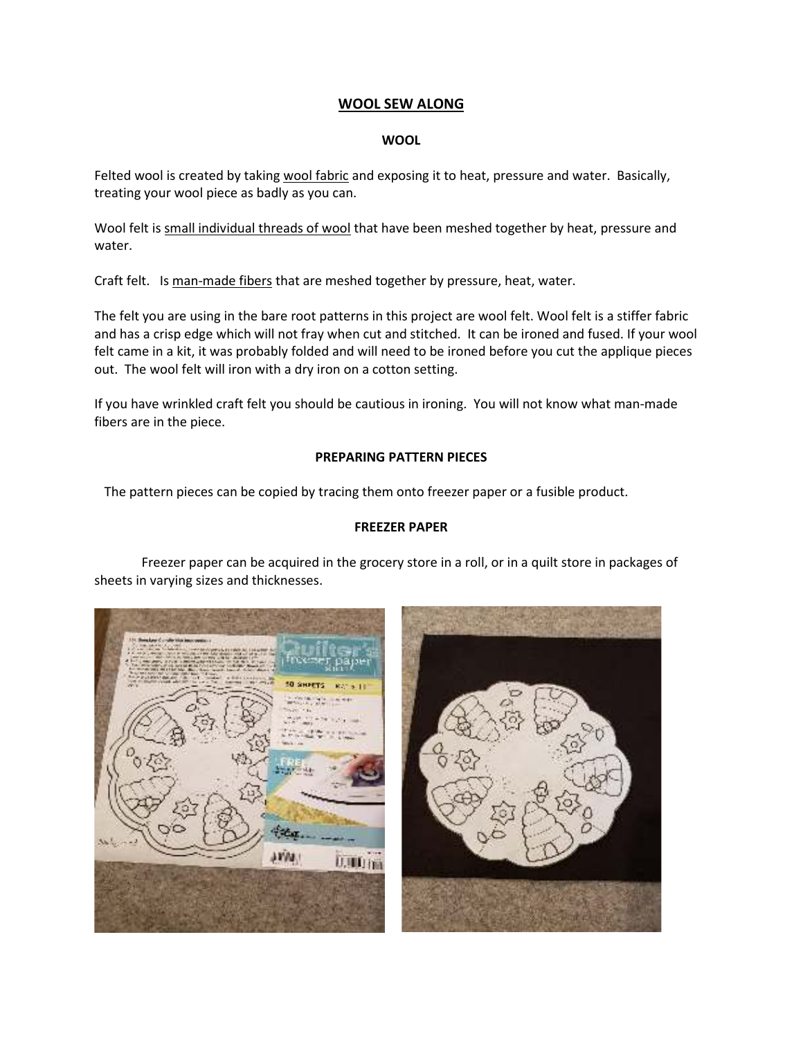# WOOL SEW ALONG

## WOOL

Felted wool is created by taking wool fabric and exposing it to heat, pressure and water. Basically, treating your wool piece as badly as you can.

Wool felt is small individual threads of wool that have been meshed together by heat, pressure and water.

Craft felt. Is man-made fibers that are meshed together by pressure, heat, water.

The felt you are using in the bare root patterns in this project are wool felt. Wool felt is a stiffer fabric and has a crisp edge which will not fray when cut and stitched. It can be ironed and fused. If your wool felt came in a kit, it was probably folded and will need to be ironed before you cut the applique pieces out. The wool felt will iron with a dry iron on a cotton setting.

If you have wrinkled craft felt you should be cautious in ironing. You will not know what man-made fibers are in the piece.

## PREPARING PATTERN PIECES

The pattern pieces can be copied by tracing them onto freezer paper or a fusible product.

## FREEZER PAPER

Freezer paper can be acquired in the grocery store in a roll, or in a quilt store in packages of sheets in varying sizes and thicknesses.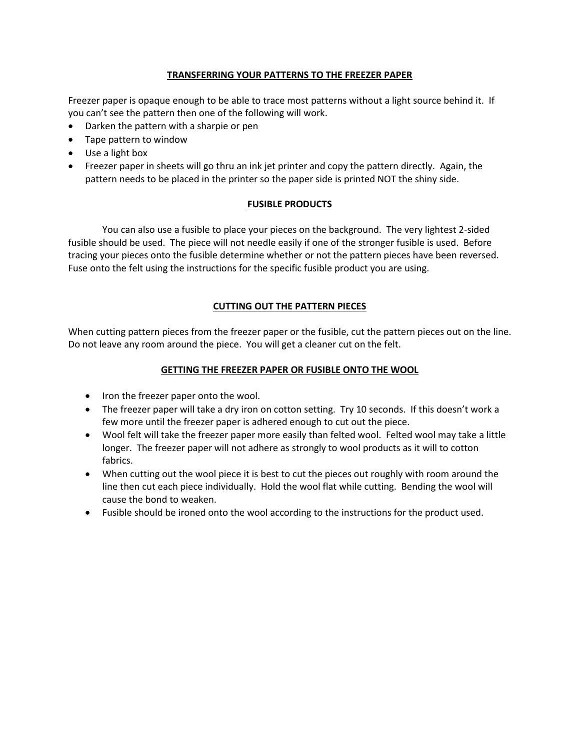## TRANSFERRING YOUR PATTERNS TO THE FREEZER PAPER

Freezer paper is opaque enough to be able to trace most patterns without a light source behind it. If you can't see the pattern then one of the following will work.

- Darken the pattern with a sharpie or pen
- Tape pattern to window
- Use a light box
- Freezer paper in sheets will go thru an ink jet printer and copy the pattern directly. Again, the pattern needs to be placed in the printer so the paper side is printed NOT the shiny side.

## FUSIBLE PRODUCTS

You can also use a fusible to place your pieces on the background. The very lightest 2-sided fusible should be used. The piece will not needle easily if one of the stronger fusible is used. Before tracing your pieces onto the fusible determine whether or not the pattern pieces have been reversed. Fuse onto the felt using the instructions for the specific fusible product you are using.

## CUTTING OUT THE PATTERN PIECES

When cutting pattern pieces from the freezer paper or the fusible, cut the pattern pieces out on the line. Do not leave any room around the piece. You will get a cleaner cut on the felt.

## GETTING THE FREEZER PAPER OR FUSIBLE ONTO THE WOOL

- Iron the freezer paper onto the wool.
- The freezer paper will take a dry iron on cotton setting. Try 10 seconds. If this doesn't work a few more until the freezer paper is adhered enough to cut out the piece.
- Wool felt will take the freezer paper more easily than felted wool. Felted wool may take a little longer. The freezer paper will not adhere as strongly to wool products as it will to cotton fabrics.
- When cutting out the wool piece it is best to cut the pieces out roughly with room around the line then cut each piece individually. Hold the wool flat while cutting. Bending the wool will cause the bond to weaken.
- Fusible should be ironed onto the wool according to the instructions for the product used.